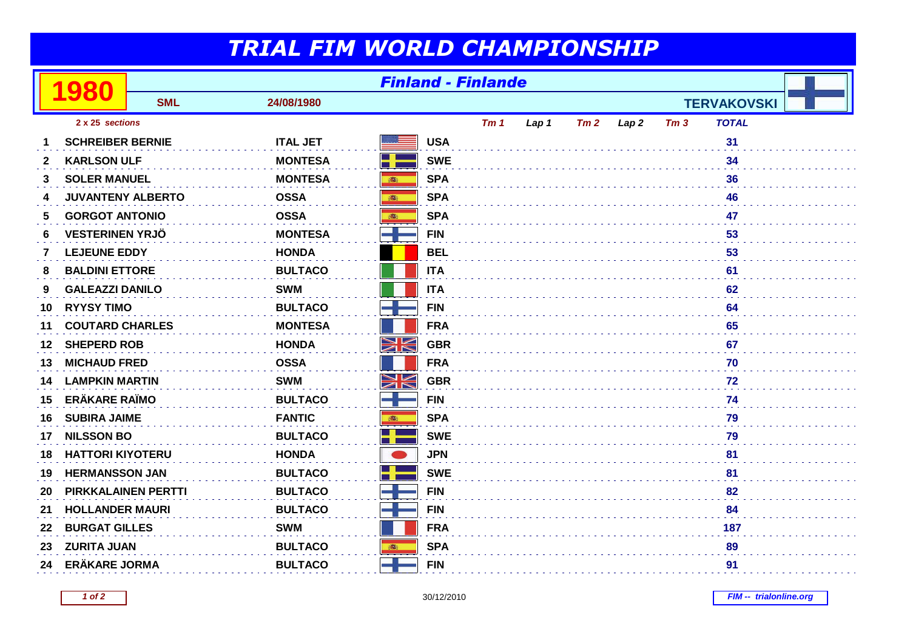# TRIAL FIM WORLD CHAMPIONSHIP

## 1980 — Finland - Finlande

**SML** — **24/08/1980** — **TERVAKOVSKI**

*2 x 25 sections*

| | | | | Tm 1 | Lap 1 | Tm 2 | Lap 2 | Tm 3 | TOTAL |
|---|---|---|---|---|---|---|---|---|---|
| 1 | SCHREIBER BERNIE | ITAL JET | USA | | | | | | 31 |
| 2 | KARLSON ULF | MONTESA | SWE | | | | | | 34 |
| 3 | SOLER MANUEL | MONTESA | SPA | | | | | | 36 |
| 4 | JUVANTENY ALBERTO | OSSA | SPA | | | | | | 46 |
| 5 | GORGOT ANTONIO | OSSA | SPA | | | | | | 47 |
| 6 | VESTERINEN YRJÖ | MONTESA | FIN | | | | | | 53 |
| 7 | LEJEUNE EDDY | HONDA | BEL | | | | | | 53 |
| 8 | BALDINI ETTORE | BULTACO | ITA | | | | | | 61 |
| 9 | GALEAZZI DANILO | SWM | ITA | | | | | | 62 |
| 10 | RYYSY TIMO | BULTACO | FIN | | | | | | 64 |
| 11 | COUTARD CHARLES | MONTESA | FRA | | | | | | 65 |
| 12 | SHEPERD ROB | HONDA | GBR | | | | | | 67 |
| 13 | MICHAUD FRED | OSSA | FRA | | | | | | 70 |
| 14 | LAMPKIN MARTIN | SWM | GBR | | | | | | 72 |
| 15 | ERÄKARE RAÏMO | BULTACO | FIN | | | | | | 74 |
| 16 | SUBIRA JAIME | FANTIC | SPA | | | | | | 79 |
| 17 | NILSSON BO | BULTACO | SWE | | | | | | 79 |
| 18 | HATTORI KIYOTERU | HONDA | JPN | | | | | | 81 |
| 19 | HERMANSSON JAN | BULTACO | SWE | | | | | | 81 |
| 20 | PIRKKALAINEN PERTTI | BULTACO | FIN | | | | | | 82 |
| 21 | HOLLANDER MAURI | BULTACO | FIN | | | | | | 84 |
| 22 | BURGAT GILLES | SWM | FRA | | | | | | 187 |
| 23 | ZURITA JUAN | BULTACO | SPA | | | | | | 89 |
| 24 | ERÄKARE JORMA | BULTACO | FIN | | | | | | 91 |

30/12/2010

FIM -- trialonline.org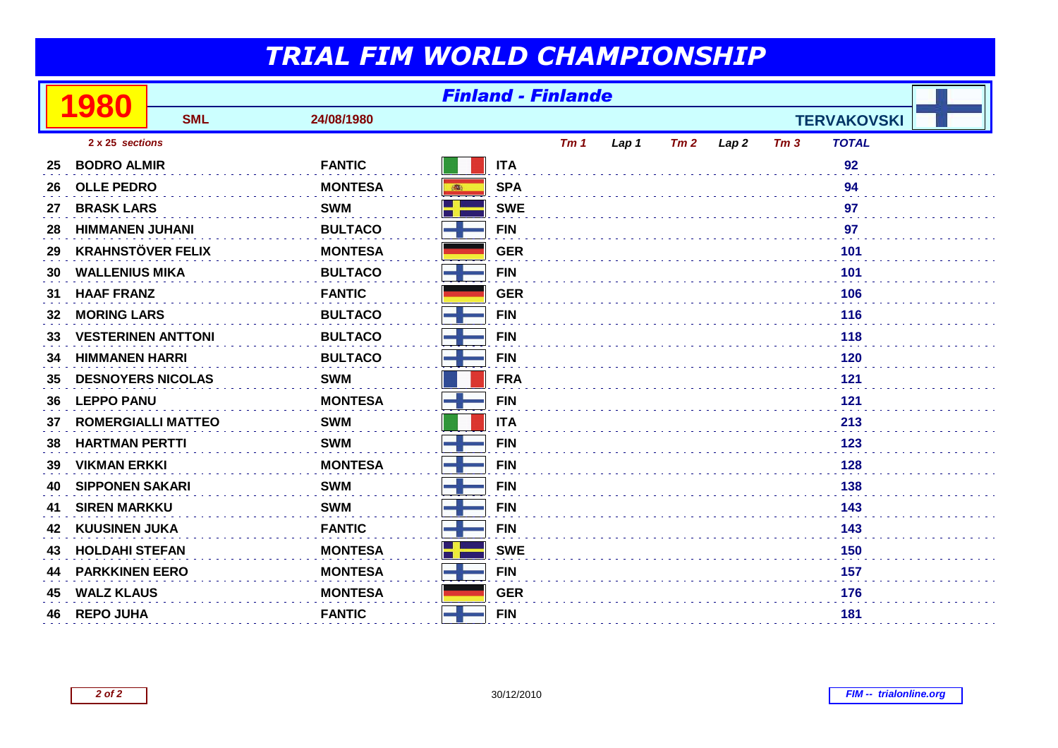# TRIAL FIM WORLD CHAMPIONSHIP

## 1980 — Finland - Finlande

**SML** — 24/08/1980 — **TERVAKOVSKI**

*2 x 25 sections*

| | | | | Tm 1 | Lap 1 | Tm 2 | Lap 2 | Tm 3 | TOTAL |
|---|---|---|---|---|---|---|---|---|---|
| 25 | BODRO ALMIR | FANTIC | ITA | | | | | | 92 |
| 26 | OLLE PEDRO | MONTESA | SPA | | | | | | 94 |
| 27 | BRASK LARS | SWM | SWE | | | | | | 97 |
| 28 | HIMMANEN JUHANI | BULTACO | FIN | | | | | | 97 |
| 29 | KRAHNSTÖVER FELIX | MONTESA | GER | | | | | | 101 |
| 30 | WALLENIUS MIKA | BULTACO | FIN | | | | | | 101 |
| 31 | HAAF FRANZ | FANTIC | GER | | | | | | 106 |
| 32 | MORING LARS | BULTACO | FIN | | | | | | 116 |
| 33 | VESTERINEN ANTTONI | BULTACO | FIN | | | | | | 118 |
| 34 | HIMMANEN HARRI | BULTACO | FIN | | | | | | 120 |
| 35 | DESNOYERS NICOLAS | SWM | FRA | | | | | | 121 |
| 36 | LEPPO PANU | MONTESA | FIN | | | | | | 121 |
| 37 | ROMERGIALLI MATTEO | SWM | ITA | | | | | | 213 |
| 38 | HARTMAN PERTTI | SWM | FIN | | | | | | 123 |
| 39 | VIKMAN ERKKI | MONTESA | FIN | | | | | | 128 |
| 40 | SIPPONEN SAKARI | SWM | FIN | | | | | | 138 |
| 41 | SIREN MARKKU | SWM | FIN | | | | | | 143 |
| 42 | KUUSINEN JUKA | FANTIC | FIN | | | | | | 143 |
| 43 | HOLDAHI STEFAN | MONTESA | SWE | | | | | | 150 |
| 44 | PARKKINEN EERO | MONTESA | FIN | | | | | | 157 |
| 45 | WALZ KLAUS | MONTESA | GER | | | | | | 176 |
| 46 | REPO JUHA | FANTIC | FIN | | | | | | 181 |

30/12/2010

*FIM -- trialonline.org*